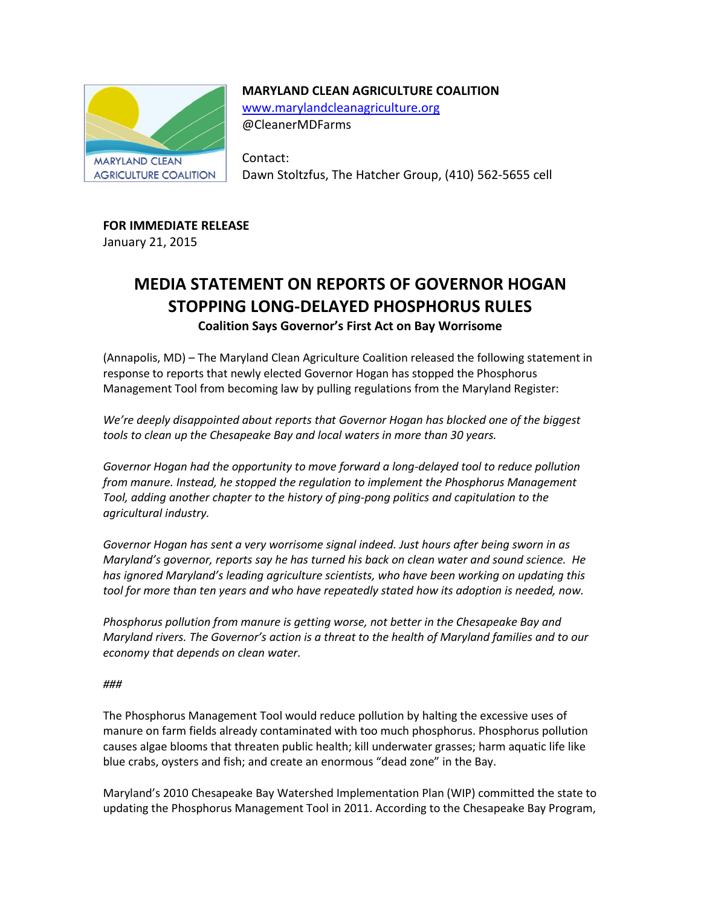**MARYLAND CLEAN AGRICULTURE COALITION**
[www.marylandcleanagriculture.org](http://www.marylandcleanagriculture.org)
@CleanerMDFarms

Contact:
Dawn Stoltzfus, The Hatcher Group, (410) 562-5655 cell

**FOR IMMEDIATE RELEASE**
January 21, 2015

# MEDIA STATEMENT ON REPORTS OF GOVERNOR HOGAN STOPPING LONG-DELAYED PHOSPHORUS RULES

**Coalition Says Governor's First Act on Bay Worrisome**

(Annapolis, MD) – The Maryland Clean Agriculture Coalition released the following statement in response to reports that newly elected Governor Hogan has stopped the Phosphorus Management Tool from becoming law by pulling regulations from the Maryland Register:

*We're deeply disappointed about reports that Governor Hogan has blocked one of the biggest tools to clean up the Chesapeake Bay and local waters in more than 30 years.*

*Governor Hogan had the opportunity to move forward a long-delayed tool to reduce pollution from manure. Instead, he stopped the regulation to implement the Phosphorus Management Tool, adding another chapter to the history of ping-pong politics and capitulation to the agricultural industry.*

*Governor Hogan has sent a very worrisome signal indeed. Just hours after being sworn in as Maryland's governor, reports say he has turned his back on clean water and sound science. He has ignored Maryland's leading agriculture scientists, who have been working on updating this tool for more than ten years and who have repeatedly stated how its adoption is needed, now.*

*Phosphorus pollution from manure is getting worse, not better in the Chesapeake Bay and Maryland rivers. The Governor's action is a threat to the health of Maryland families and to our economy that depends on clean water.*

*###*

The Phosphorus Management Tool would reduce pollution by halting the excessive uses of manure on farm fields already contaminated with too much phosphorus. Phosphorus pollution causes algae blooms that threaten public health; kill underwater grasses; harm aquatic life like blue crabs, oysters and fish; and create an enormous "dead zone" in the Bay.

Maryland's 2010 Chesapeake Bay Watershed Implementation Plan (WIP) committed the state to updating the Phosphorus Management Tool in 2011. According to the Chesapeake Bay Program,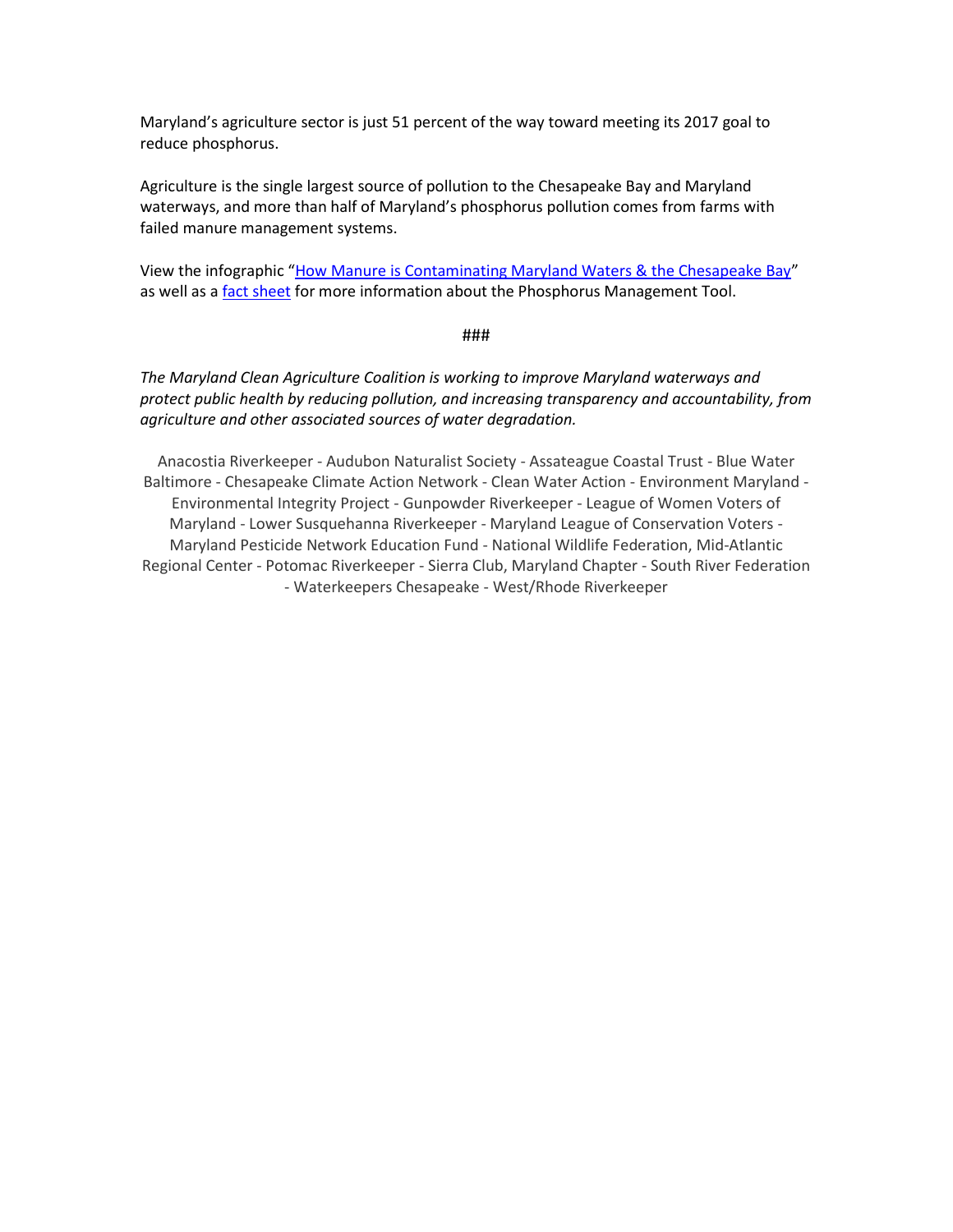Maryland's agriculture sector is just 51 percent of the way toward meeting its 2017 goal to reduce phosphorus.

Agriculture is the single largest source of pollution to the Chesapeake Bay and Maryland waterways, and more than half of Maryland's phosphorus pollution comes from farms with failed manure management systems.

View the infographic "How Manure is Contaminating Maryland Waters & the Chesapeake Bay" as well as a fact sheet for more information about the Phosphorus Management Tool.

###

*The Maryland Clean Agriculture Coalition is working to improve Maryland waterways and protect public health by reducing pollution, and increasing transparency and accountability, from agriculture and other associated sources of water degradation.*

Anacostia Riverkeeper - Audubon Naturalist Society - Assateague Coastal Trust - Blue Water Baltimore - Chesapeake Climate Action Network - Clean Water Action - Environment Maryland - Environmental Integrity Project - Gunpowder Riverkeeper - League of Women Voters of Maryland - Lower Susquehanna Riverkeeper - Maryland League of Conservation Voters - Maryland Pesticide Network Education Fund - National Wildlife Federation, Mid-Atlantic Regional Center - Potomac Riverkeeper - Sierra Club, Maryland Chapter - South River Federation - Waterkeepers Chesapeake - West/Rhode Riverkeeper